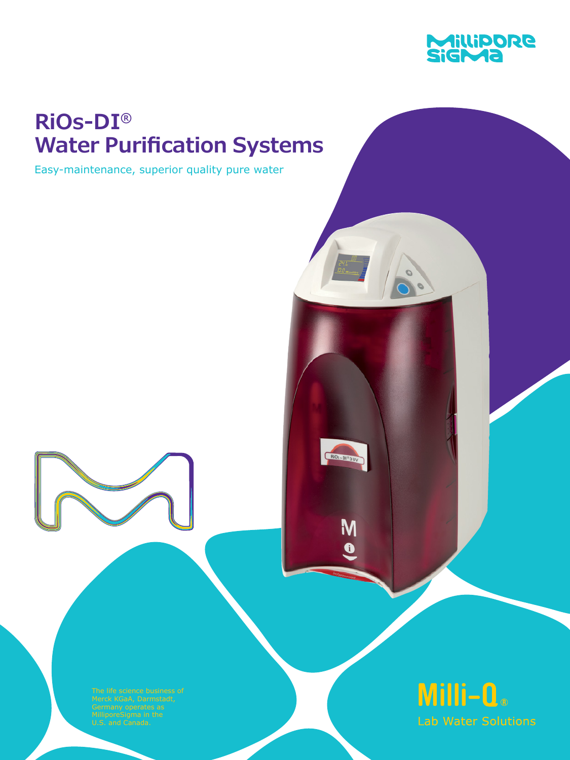MilliporeSigma

# RiOs-DI® Water Purification Systems

Easy-maintenance, superior quality pure water

The life science business of Merck KGaA, Darmstadt, Germany operates as MilliporeSigma in the U.S. and Canada.

Milli-Q®

Lab Water Solutions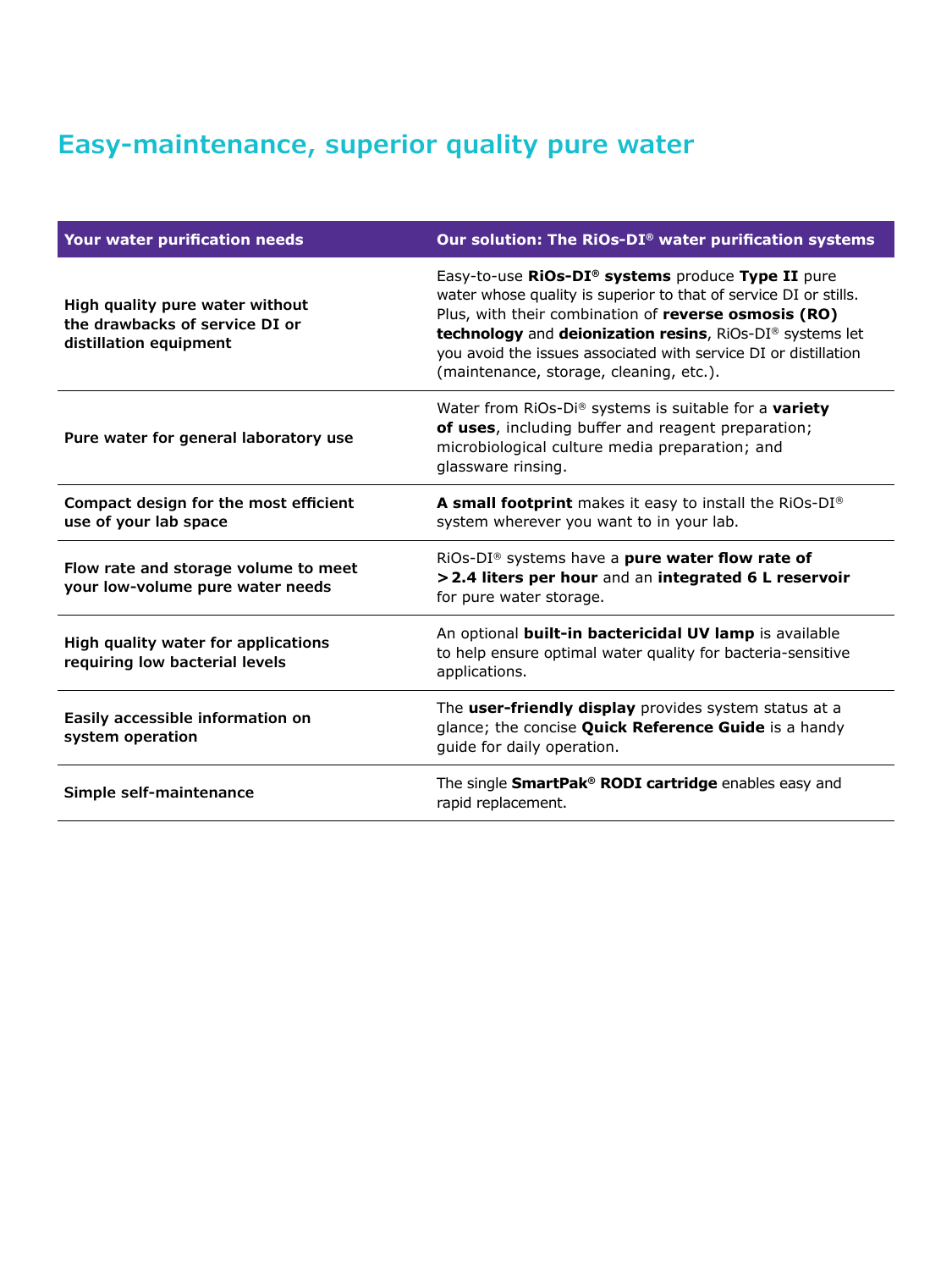# Easy-maintenance, superior quality pure water

| Your water purification needs | Our solution: The RiOs-DI® water purification systems |
|---|---|
| **High quality pure water without the drawbacks of service DI or distillation equipment** | Easy-to-use **RiOs-DI® systems** produce **Type II** pure water whose quality is superior to that of service DI or stills. Plus, with their combination of **reverse osmosis (RO) technology** and **deionization resins**, RiOs-DI® systems let you avoid the issues associated with service DI or distillation (maintenance, storage, cleaning, etc.). |
| **Pure water for general laboratory use** | Water from RiOs-Di® systems is suitable for a **variety of uses**, including buffer and reagent preparation; microbiological culture media preparation; and glassware rinsing. |
| **Compact design for the most efficient use of your lab space** | **A small footprint** makes it easy to install the RiOs-DI® system wherever you want to in your lab. |
| **Flow rate and storage volume to meet your low-volume pure water needs** | RiOs-DI® systems have a **pure water flow rate of >2.4 liters per hour** and an **integrated 6 L reservoir** for pure water storage. |
| **High quality water for applications requiring low bacterial levels** | An optional **built-in bactericidal UV lamp** is available to help ensure optimal water quality for bacteria-sensitive applications. |
| **Easily accessible information on system operation** | The **user-friendly display** provides system status at a glance; the concise **Quick Reference Guide** is a handy guide for daily operation. |
| **Simple self-maintenance** | The single **SmartPak® RODI cartridge** enables easy and rapid replacement. |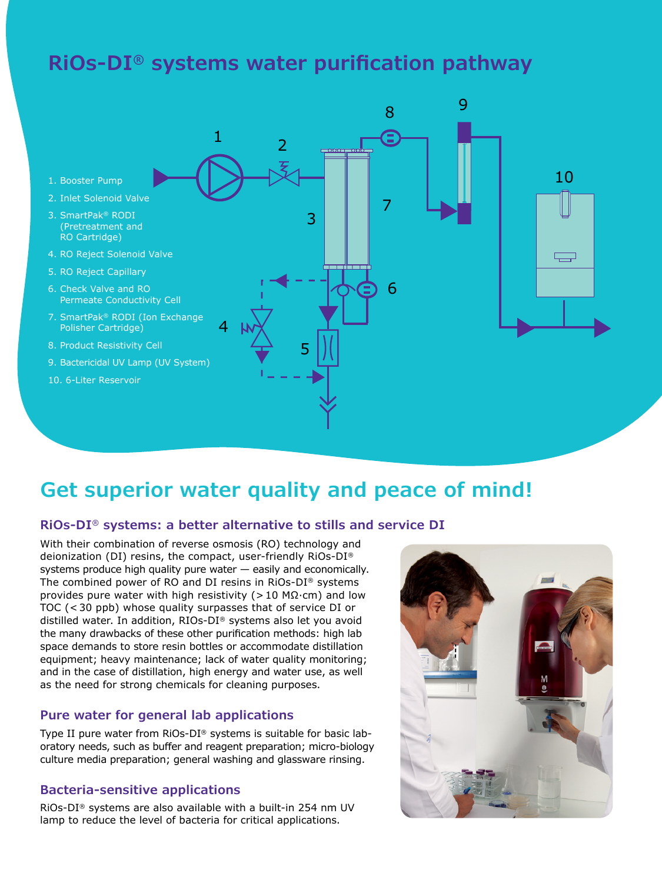# RiOs-DI® systems water purification pathway

1. Booster Pump
2. Inlet Solenoid Valve
3. SmartPak® RODI (Pretreatment and RO Cartridge)
4. RO Reject Solenoid Valve
5. RO Reject Capillary
6. Check Valve and RO Permeate Conductivity Cell
7. SmartPak® RODI (Ion Exchange Polisher Cartridge)
8. Product Resistivity Cell
9. Bactericidal UV Lamp (UV System)
10. 6-Liter Reservoir

## Get superior water quality and peace of mind!

### RiOs-DI® systems: a better alternative to stills and service DI

With their combination of reverse osmosis (RO) technology and deionization (DI) resins, the compact, user-friendly RiOs-DI® systems produce high quality pure water — easily and economically. The combined power of RO and DI resins in RiOs-DI® systems provides pure water with high resistivity (> 10 MΩ·cm) and low TOC (< 30 ppb) whose quality surpasses that of service DI or distilled water. In addition, RIOs-DI® systems also let you avoid the many drawbacks of these other purification methods: high lab space demands to store resin bottles or accommodate distillation equipment; heavy maintenance; lack of water quality monitoring; and in the case of distillation, high energy and water use, as well as the need for strong chemicals for cleaning purposes.

### Pure water for general lab applications

Type II pure water from RiOs-DI® systems is suitable for basic laboratory needs, such as buffer and reagent preparation; micro-biology culture media preparation; general washing and glassware rinsing.

### Bacteria-sensitive applications

RiOs-DI® systems are also available with a built-in 254 nm UV lamp to reduce the level of bacteria for critical applications.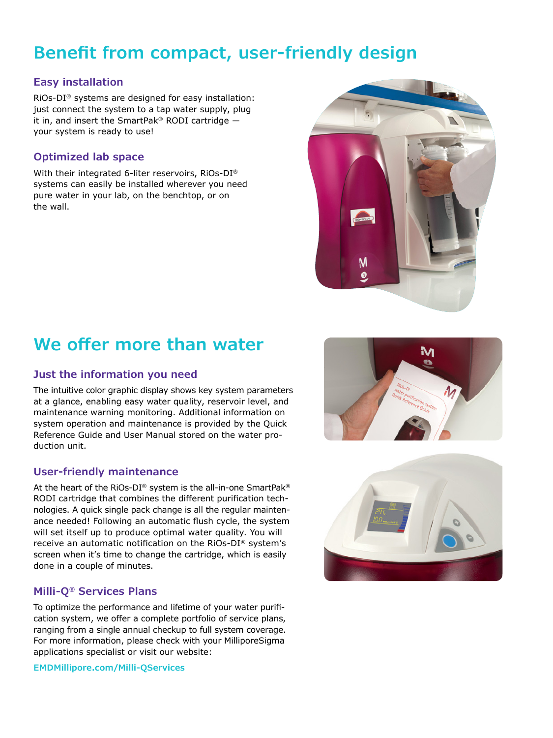# Benefit from compact, user-friendly design

## Easy installation

RiOs-DI® systems are designed for easy installation: just connect the system to a tap water supply, plug it in, and insert the SmartPak® RODI cartridge — your system is ready to use!

## Optimized lab space

With their integrated 6-liter reservoirs, RiOs-DI® systems can easily be installed wherever you need pure water in your lab, on the benchtop, or on the wall.

# We offer more than water

## Just the information you need

The intuitive color graphic display shows key system parameters at a glance, enabling easy water quality, reservoir level, and maintenance warning monitoring. Additional information on system operation and maintenance is provided by the Quick Reference Guide and User Manual stored on the water production unit.

## User-friendly maintenance

At the heart of the RiOs-DI® system is the all-in-one SmartPak® RODI cartridge that combines the different purification technologies. A quick single pack change is all the regular maintenance needed! Following an automatic flush cycle, the system will set itself up to produce optimal water quality. You will receive an automatic notification on the RiOs-DI® system's screen when it's time to change the cartridge, which is easily done in a couple of minutes.

## Milli-Q® Services Plans

To optimize the performance and lifetime of your water purification system, we offer a complete portfolio of service plans, ranging from a single annual checkup to full system coverage. For more information, please check with your MilliporeSigma applications specialist or visit our website:

**EMDMillipore.com/Milli-QServices**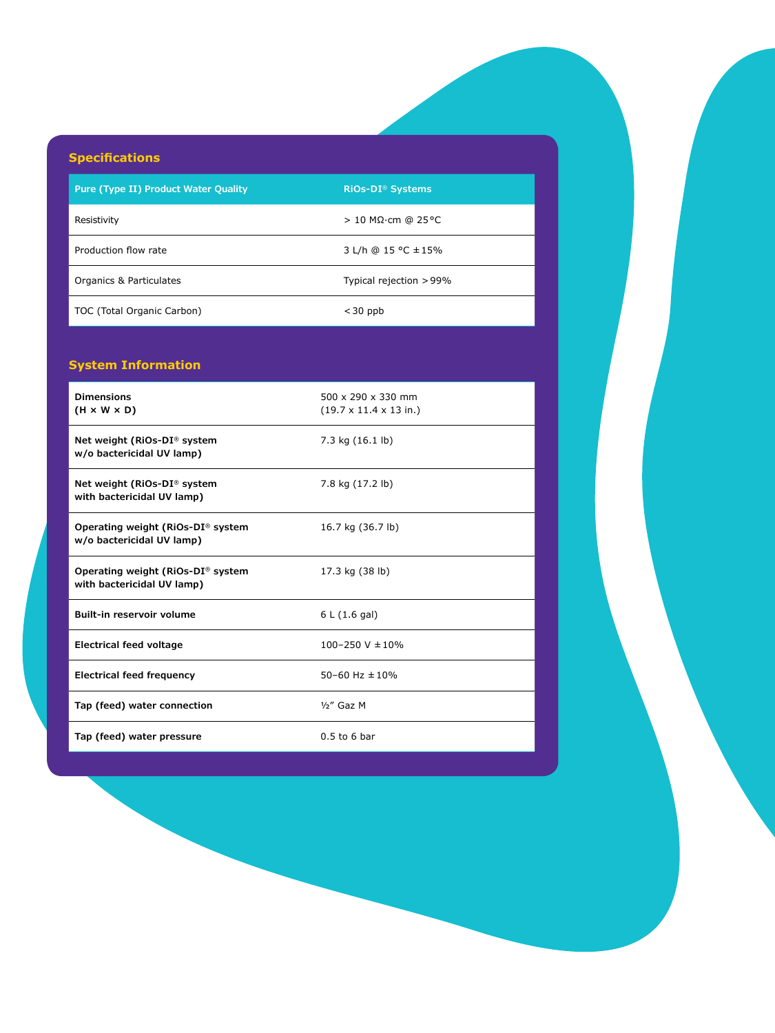## Specifications

| Pure (Type II) Product Water Quality | RiOs-DI® Systems |
|---|---|
| Resistivity | > 10 MΩ·cm @ 25 °C |
| Production flow rate | 3 L/h @ 15 °C ±15% |
| Organics & Particulates | Typical rejection > 99% |
| TOC (Total Organic Carbon) | < 30 ppb |

## System Information

| | |
|---|---|
| **Dimensions (H × W × D)** | 500 x 290 x 330 mm (19.7 x 11.4 x 13 in.) |
| **Net weight (RiOs-DI® system w/o bactericidal UV lamp)** | 7.3 kg (16.1 lb) |
| **Net weight (RiOs-DI® system with bactericidal UV lamp)** | 7.8 kg (17.2 lb) |
| **Operating weight (RiOs-DI® system w/o bactericidal UV lamp)** | 16.7 kg (36.7 lb) |
| **Operating weight (RiOs-DI® system with bactericidal UV lamp)** | 17.3 kg (38 lb) |
| **Built-in reservoir volume** | 6 L (1.6 gal) |
| **Electrical feed voltage** | 100–250 V ±10% |
| **Electrical feed frequency** | 50–60 Hz ±10% |
| **Tap (feed) water connection** | ½" Gaz M |
| **Tap (feed) water pressure** | 0.5 to 6 bar |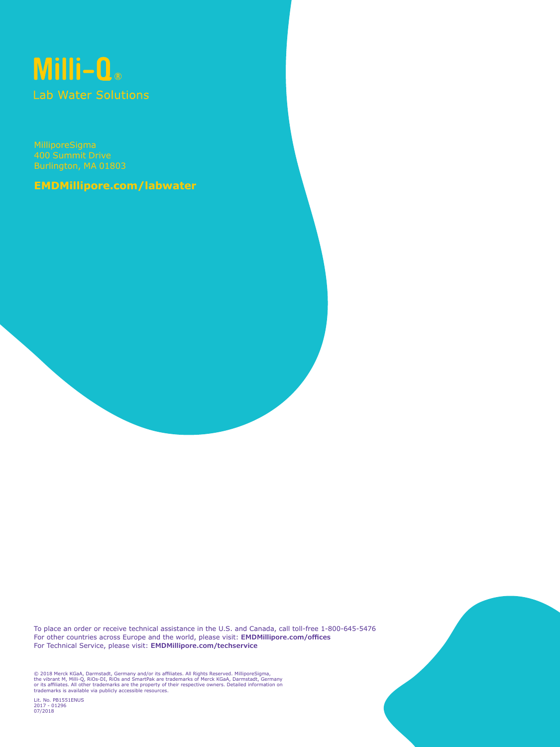# Milli-Q®

Lab Water Solutions

MilliporeSigma
400 Summit Drive
Burlington, MA 01803

**EMDMillipore.com/labwater**

To place an order or receive technical assistance in the U.S. and Canada, call toll-free 1-800-645-5476
For other countries across Europe and the world, please visit: **EMDMillipore.com/offices**
For Technical Service, please visit: **EMDMillipore.com/techservice**

© 2018 Merck KGaA, Darmstadt, Germany and/or its affiliates. All Rights Reserved. MilliporeSigma, the vibrant M, Milli-Q, RiOs-DI, RiOs and SmartPak are trademarks of Merck KGaA, Darmstadt, Germany or its affiliates. All other trademarks are the property of their respective owners. Detailed information on trademarks is available via publicly accessible resources.

Lit. No. PB1551ENUS
2017 - 01296
07/2018